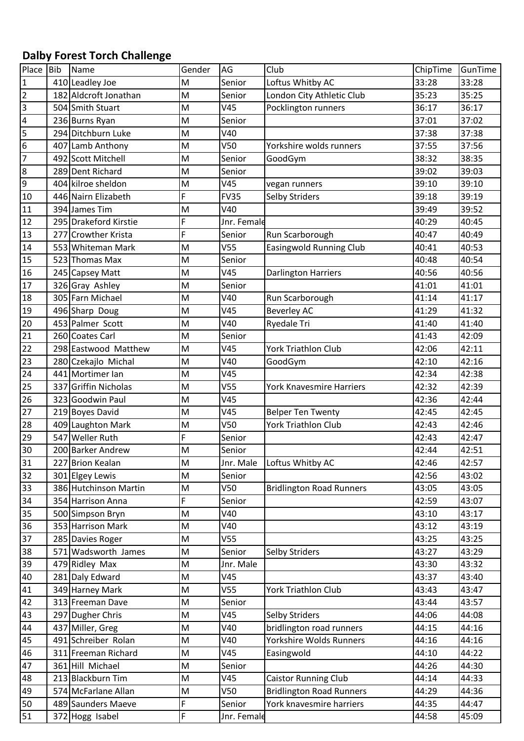## Dalby Forest Torch Challenge

| Place | Bib | Name | Gender | AG | Club | ChipTime | GunTime |
|---|---|---|---|---|---|---|---|
| 1 | 410 | Leadley Joe | M | Senior | Loftus Whitby AC | 33:28 | 33:28 |
| 2 | 182 | Aldcroft Jonathan | M | Senior | London City Athletic Club | 35:23 | 35:25 |
| 3 | 504 | Smith Stuart | M | V45 | Pocklington runners | 36:17 | 36:17 |
| 4 | 236 | Burns Ryan | M | Senior | | 37:01 | 37:02 |
| 5 | 294 | Ditchburn Luke | M | V40 | | 37:38 | 37:38 |
| 6 | 407 | Lamb Anthony | M | V50 | Yorkshire wolds runners | 37:55 | 37:56 |
| 7 | 492 | Scott Mitchell | M | Senior | GoodGym | 38:32 | 38:35 |
| 8 | 289 | Dent Richard | M | Senior | | 39:02 | 39:03 |
| 9 | 404 | kilroe sheldon | M | V45 | vegan runners | 39:10 | 39:10 |
| 10 | 446 | Nairn Elizabeth | F | FV35 | Selby Striders | 39:18 | 39:19 |
| 11 | 394 | James Tim | M | V40 | | 39:49 | 39:52 |
| 12 | 295 | Drakeford Kirstie | F | Jnr. Female | | 40:29 | 40:45 |
| 13 | 277 | Crowther Krista | F | Senior | Run Scarborough | 40:47 | 40:49 |
| 14 | 553 | Whiteman Mark | M | V55 | Easingwold Running Club | 40:41 | 40:53 |
| 15 | 523 | Thomas Max | M | Senior | | 40:48 | 40:54 |
| 16 | 245 | Capsey Matt | M | V45 | Darlington Harriers | 40:56 | 40:56 |
| 17 | 326 | Gray Ashley | M | Senior | | 41:01 | 41:01 |
| 18 | 305 | Farn Michael | M | V40 | Run Scarborough | 41:14 | 41:17 |
| 19 | 496 | Sharp Doug | M | V45 | Beverley AC | 41:29 | 41:32 |
| 20 | 453 | Palmer Scott | M | V40 | Ryedale Tri | 41:40 | 41:40 |
| 21 | 260 | Coates Carl | M | Senior | | 41:43 | 42:09 |
| 22 | 298 | Eastwood Matthew | M | V45 | York Triathlon Club | 42:06 | 42:11 |
| 23 | 280 | Czekajlo Michal | M | V40 | GoodGym | 42:10 | 42:16 |
| 24 | 441 | Mortimer Ian | M | V45 | | 42:34 | 42:38 |
| 25 | 337 | Griffin Nicholas | M | V55 | York Knavesmire Harriers | 42:32 | 42:39 |
| 26 | 323 | Goodwin Paul | M | V45 | | 42:36 | 42:44 |
| 27 | 219 | Boyes David | M | V45 | Belper Ten Twenty | 42:45 | 42:45 |
| 28 | 409 | Laughton Mark | M | V50 | York Triathlon Club | 42:43 | 42:46 |
| 29 | 547 | Weller Ruth | F | Senior | | 42:43 | 42:47 |
| 30 | 200 | Barker Andrew | M | Senior | | 42:44 | 42:51 |
| 31 | 227 | Brion Kealan | M | Jnr. Male | Loftus Whitby AC | 42:46 | 42:57 |
| 32 | 301 | Elgey Lewis | M | Senior | | 42:56 | 43:02 |
| 33 | 386 | Hutchinson Martin | M | V50 | Bridlington Road Runners | 43:05 | 43:05 |
| 34 | 354 | Harrison Anna | F | Senior | | 42:59 | 43:07 |
| 35 | 500 | Simpson Bryn | M | V40 | | 43:10 | 43:17 |
| 36 | 353 | Harrison Mark | M | V40 | | 43:12 | 43:19 |
| 37 | 285 | Davies Roger | M | V55 | | 43:25 | 43:25 |
| 38 | 571 | Wadsworth James | M | Senior | Selby Striders | 43:27 | 43:29 |
| 39 | 479 | Ridley Max | M | Jnr. Male | | 43:30 | 43:32 |
| 40 | 281 | Daly Edward | M | V45 | | 43:37 | 43:40 |
| 41 | 349 | Harney Mark | M | V55 | York Triathlon Club | 43:43 | 43:47 |
| 42 | 313 | Freeman Dave | M | Senior | | 43:44 | 43:57 |
| 43 | 297 | Dugher Chris | M | V45 | Selby Striders | 44:06 | 44:08 |
| 44 | 437 | Miller, Greg | M | V40 | bridlington road runners | 44:15 | 44:16 |
| 45 | 491 | Schreiber Rolan | M | V40 | Yorkshire Wolds Runners | 44:16 | 44:16 |
| 46 | 311 | Freeman Richard | M | V45 | Easingwold | 44:10 | 44:22 |
| 47 | 361 | Hill Michael | M | Senior | | 44:26 | 44:30 |
| 48 | 213 | Blackburn Tim | M | V45 | Caistor Running Club | 44:14 | 44:33 |
| 49 | 574 | McFarlane Allan | M | V50 | Bridlington Road Runners | 44:29 | 44:36 |
| 50 | 489 | Saunders Maeve | F | Senior | York knavesmire harriers | 44:35 | 44:47 |
| 51 | 372 | Hogg Isabel | F | Jnr. Female | | 44:58 | 45:09 |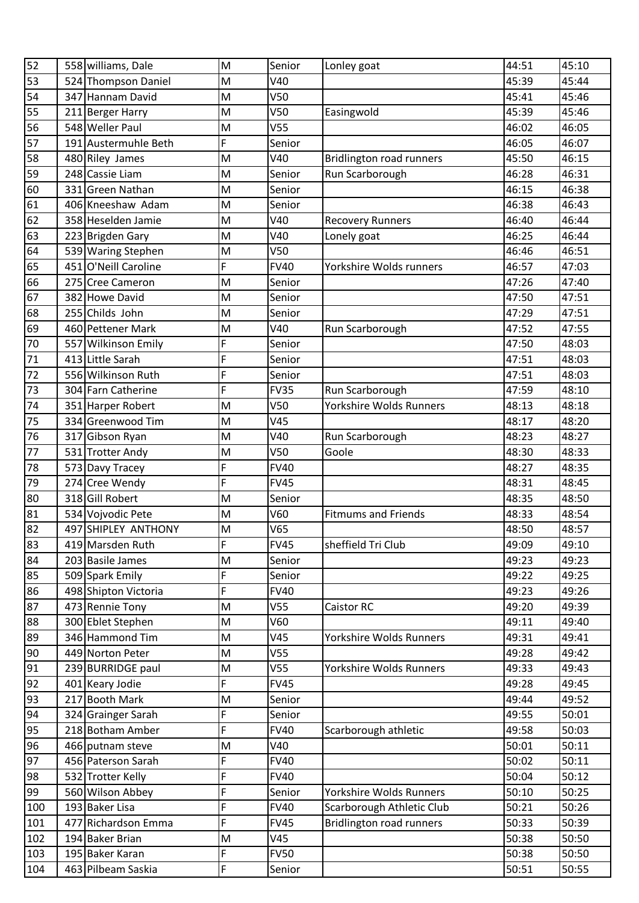| | | | | | | | |
|---|---|---|---|---|---|---|---|
| 52 | 558 | williams, Dale | M | Senior | Lonley goat | 44:51 | 45:10 |
| 53 | 524 | Thompson Daniel | M | V40 | | 45:39 | 45:44 |
| 54 | 347 | Hannam David | M | V50 | | 45:41 | 45:46 |
| 55 | 211 | Berger Harry | M | V50 | Easingwold | 45:39 | 45:46 |
| 56 | 548 | Weller Paul | M | V55 | | 46:02 | 46:05 |
| 57 | 191 | Austermuhle Beth | F | Senior | | 46:05 | 46:07 |
| 58 | 480 | Riley James | M | V40 | Bridlington road runners | 45:50 | 46:15 |
| 59 | 248 | Cassie Liam | M | Senior | Run Scarborough | 46:28 | 46:31 |
| 60 | 331 | Green Nathan | M | Senior | | 46:15 | 46:38 |
| 61 | 406 | Kneeshaw Adam | M | Senior | | 46:38 | 46:43 |
| 62 | 358 | Heselden Jamie | M | V40 | Recovery Runners | 46:40 | 46:44 |
| 63 | 223 | Brigden Gary | M | V40 | Lonely goat | 46:25 | 46:44 |
| 64 | 539 | Waring Stephen | M | V50 | | 46:46 | 46:51 |
| 65 | 451 | O'Neill Caroline | F | FV40 | Yorkshire Wolds runners | 46:57 | 47:03 |
| 66 | 275 | Cree Cameron | M | Senior | | 47:26 | 47:40 |
| 67 | 382 | Howe David | M | Senior | | 47:50 | 47:51 |
| 68 | 255 | Childs John | M | Senior | | 47:29 | 47:51 |
| 69 | 460 | Pettener Mark | M | V40 | Run Scarborough | 47:52 | 47:55 |
| 70 | 557 | Wilkinson Emily | F | Senior | | 47:50 | 48:03 |
| 71 | 413 | Little Sarah | F | Senior | | 47:51 | 48:03 |
| 72 | 556 | Wilkinson Ruth | F | Senior | | 47:51 | 48:03 |
| 73 | 304 | Farn Catherine | F | FV35 | Run Scarborough | 47:59 | 48:10 |
| 74 | 351 | Harper Robert | M | V50 | Yorkshire Wolds Runners | 48:13 | 48:18 |
| 75 | 334 | Greenwood Tim | M | V45 | | 48:17 | 48:20 |
| 76 | 317 | Gibson Ryan | M | V40 | Run Scarborough | 48:23 | 48:27 |
| 77 | 531 | Trotter Andy | M | V50 | Goole | 48:30 | 48:33 |
| 78 | 573 | Davy Tracey | F | FV40 | | 48:27 | 48:35 |
| 79 | 274 | Cree Wendy | F | FV45 | | 48:31 | 48:45 |
| 80 | 318 | Gill Robert | M | Senior | | 48:35 | 48:50 |
| 81 | 534 | Vojvodic Pete | M | V60 | Fitmums and Friends | 48:33 | 48:54 |
| 82 | 497 | SHIPLEY ANTHONY | M | V65 | | 48:50 | 48:57 |
| 83 | 419 | Marsden Ruth | F | FV45 | sheffield Tri Club | 49:09 | 49:10 |
| 84 | 203 | Basile James | M | Senior | | 49:23 | 49:23 |
| 85 | 509 | Spark Emily | F | Senior | | 49:22 | 49:25 |
| 86 | 498 | Shipton Victoria | F | FV40 | | 49:23 | 49:26 |
| 87 | 473 | Rennie Tony | M | V55 | Caistor RC | 49:20 | 49:39 |
| 88 | 300 | Eblet Stephen | M | V60 | | 49:11 | 49:40 |
| 89 | 346 | Hammond Tim | M | V45 | Yorkshire Wolds Runners | 49:31 | 49:41 |
| 90 | 449 | Norton Peter | M | V55 | | 49:28 | 49:42 |
| 91 | 239 | BURRIDGE paul | M | V55 | Yorkshire Wolds Runners | 49:33 | 49:43 |
| 92 | 401 | Keary Jodie | F | FV45 | | 49:28 | 49:45 |
| 93 | 217 | Booth Mark | M | Senior | | 49:44 | 49:52 |
| 94 | 324 | Grainger Sarah | F | Senior | | 49:55 | 50:01 |
| 95 | 218 | Botham Amber | F | FV40 | Scarborough athletic | 49:58 | 50:03 |
| 96 | 466 | putnam steve | M | V40 | | 50:01 | 50:11 |
| 97 | 456 | Paterson Sarah | F | FV40 | | 50:02 | 50:11 |
| 98 | 532 | Trotter Kelly | F | FV40 | | 50:04 | 50:12 |
| 99 | 560 | Wilson Abbey | F | Senior | Yorkshire Wolds Runners | 50:10 | 50:25 |
| 100 | 193 | Baker Lisa | F | FV40 | Scarborough Athletic Club | 50:21 | 50:26 |
| 101 | 477 | Richardson Emma | F | FV45 | Bridlington road runners | 50:33 | 50:39 |
| 102 | 194 | Baker Brian | M | V45 | | 50:38 | 50:50 |
| 103 | 195 | Baker Karan | F | FV50 | | 50:38 | 50:50 |
| 104 | 463 | Pilbeam Saskia | F | Senior | | 50:51 | 50:55 |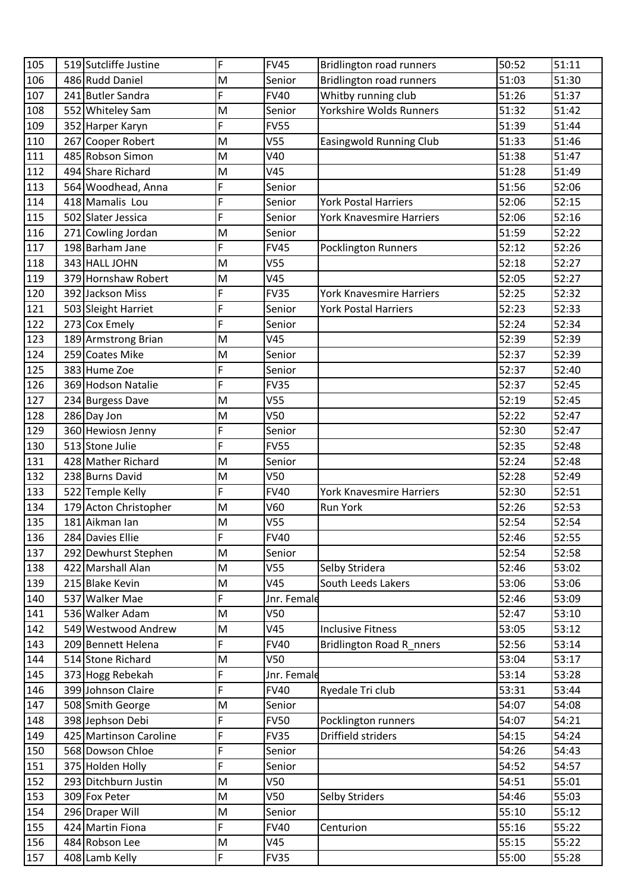| 105 | 519 | Sutcliffe Justine | F | FV45 | Bridlington road runners | 50:52 | 51:11 |
|---|---|---|---|---|---|---|---|
| 106 | 486 | Rudd Daniel | M | Senior | Bridlington road runners | 51:03 | 51:30 |
| 107 | 241 | Butler Sandra | F | FV40 | Whitby running club | 51:26 | 51:37 |
| 108 | 552 | Whiteley Sam | M | Senior | Yorkshire Wolds Runners | 51:32 | 51:42 |
| 109 | 352 | Harper Karyn | F | FV55 | | 51:39 | 51:44 |
| 110 | 267 | Cooper Robert | M | V55 | Easingwold Running Club | 51:33 | 51:46 |
| 111 | 485 | Robson Simon | M | V40 | | 51:38 | 51:47 |
| 112 | 494 | Share Richard | M | V45 | | 51:28 | 51:49 |
| 113 | 564 | Woodhead, Anna | F | Senior | | 51:56 | 52:06 |
| 114 | 418 | Mamalis Lou | F | Senior | York Postal Harriers | 52:06 | 52:15 |
| 115 | 502 | Slater Jessica | F | Senior | York Knavesmire Harriers | 52:06 | 52:16 |
| 116 | 271 | Cowling Jordan | M | Senior | | 51:59 | 52:22 |
| 117 | 198 | Barham Jane | F | FV45 | Pocklington Runners | 52:12 | 52:26 |
| 118 | 343 | HALL JOHN | M | V55 | | 52:18 | 52:27 |
| 119 | 379 | Hornshaw Robert | M | V45 | | 52:05 | 52:27 |
| 120 | 392 | Jackson Miss | F | FV35 | York Knavesmire Harriers | 52:25 | 52:32 |
| 121 | 503 | Sleight Harriet | F | Senior | York Postal Harriers | 52:23 | 52:33 |
| 122 | 273 | Cox Emely | F | Senior | | 52:24 | 52:34 |
| 123 | 189 | Armstrong Brian | M | V45 | | 52:39 | 52:39 |
| 124 | 259 | Coates Mike | M | Senior | | 52:37 | 52:39 |
| 125 | 383 | Hume Zoe | F | Senior | | 52:37 | 52:40 |
| 126 | 369 | Hodson Natalie | F | FV35 | | 52:37 | 52:45 |
| 127 | 234 | Burgess Dave | M | V55 | | 52:19 | 52:45 |
| 128 | 286 | Day Jon | M | V50 | | 52:22 | 52:47 |
| 129 | 360 | Hewiosn Jenny | F | Senior | | 52:30 | 52:47 |
| 130 | 513 | Stone Julie | F | FV55 | | 52:35 | 52:48 |
| 131 | 428 | Mather Richard | M | Senior | | 52:24 | 52:48 |
| 132 | 238 | Burns David | M | V50 | | 52:28 | 52:49 |
| 133 | 522 | Temple Kelly | F | FV40 | York Knavesmire Harriers | 52:30 | 52:51 |
| 134 | 179 | Acton Christopher | M | V60 | Run York | 52:26 | 52:53 |
| 135 | 181 | Aikman Ian | M | V55 | | 52:54 | 52:54 |
| 136 | 284 | Davies Ellie | F | FV40 | | 52:46 | 52:55 |
| 137 | 292 | Dewhurst Stephen | M | Senior | | 52:54 | 52:58 |
| 138 | 422 | Marshall Alan | M | V55 | Selby Stridera | 52:46 | 53:02 |
| 139 | 215 | Blake Kevin | M | V45 | South Leeds Lakers | 53:06 | 53:06 |
| 140 | 537 | Walker Mae | F | Jnr. Female | | 52:46 | 53:09 |
| 141 | 536 | Walker Adam | M | V50 | | 52:47 | 53:10 |
| 142 | 549 | Westwood Andrew | M | V45 | Inclusive Fitness | 53:05 | 53:12 |
| 143 | 209 | Bennett Helena | F | FV40 | Bridlington Road R_nners | 52:56 | 53:14 |
| 144 | 514 | Stone Richard | M | V50 | | 53:04 | 53:17 |
| 145 | 373 | Hogg Rebekah | F | Jnr. Female | | 53:14 | 53:28 |
| 146 | 399 | Johnson Claire | F | FV40 | Ryedale Tri club | 53:31 | 53:44 |
| 147 | 508 | Smith George | M | Senior | | 54:07 | 54:08 |
| 148 | 398 | Jephson Debi | F | FV50 | Pocklington runners | 54:07 | 54:21 |
| 149 | 425 | Martinson Caroline | F | FV35 | Driffield striders | 54:15 | 54:24 |
| 150 | 568 | Dowson Chloe | F | Senior | | 54:26 | 54:43 |
| 151 | 375 | Holden Holly | F | Senior | | 54:52 | 54:57 |
| 152 | 293 | Ditchburn Justin | M | V50 | | 54:51 | 55:01 |
| 153 | 309 | Fox Peter | M | V50 | Selby Striders | 54:46 | 55:03 |
| 154 | 296 | Draper Will | M | Senior | | 55:10 | 55:12 |
| 155 | 424 | Martin Fiona | F | FV40 | Centurion | 55:16 | 55:22 |
| 156 | 484 | Robson Lee | M | V45 | | 55:15 | 55:22 |
| 157 | 408 | Lamb Kelly | F | FV35 | | 55:00 | 55:28 |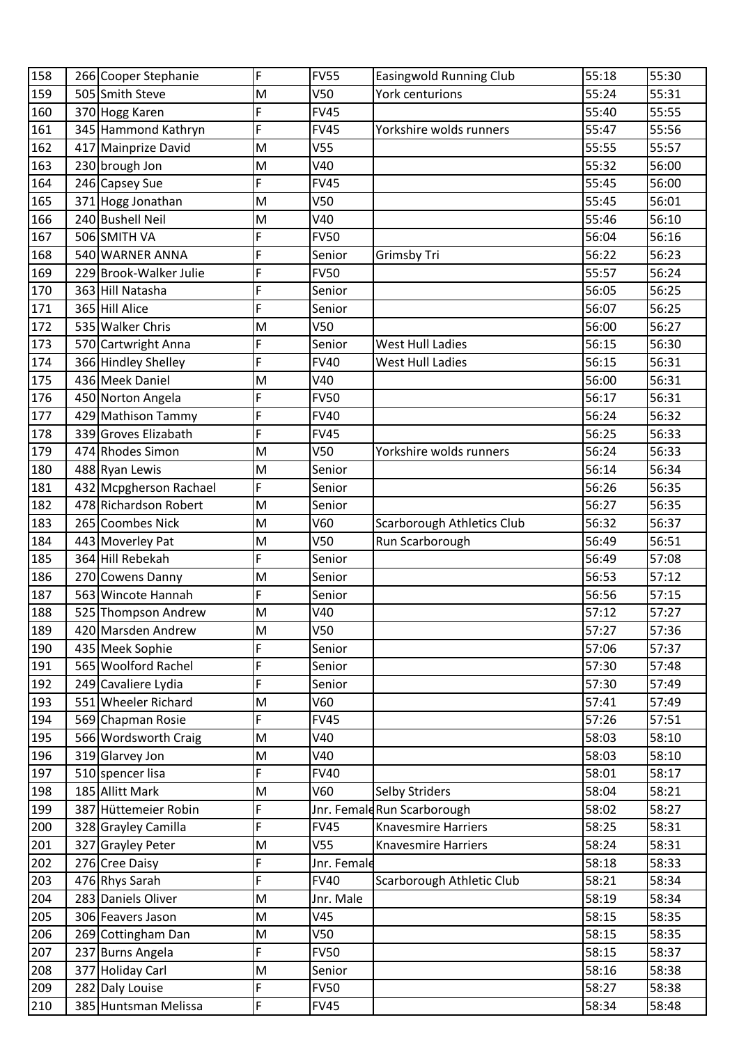| 158 | 266 | Cooper Stephanie | F | FV55 | Easingwold Running Club | 55:18 | 55:30 |
|---|---|---|---|---|---|---|---|
| 159 | 505 | Smith Steve | M | V50 | York centurions | 55:24 | 55:31 |
| 160 | 370 | Hogg Karen | F | FV45 | | 55:40 | 55:55 |
| 161 | 345 | Hammond Kathryn | F | FV45 | Yorkshire wolds runners | 55:47 | 55:56 |
| 162 | 417 | Mainprize David | M | V55 | | 55:55 | 55:57 |
| 163 | 230 | brough Jon | M | V40 | | 55:32 | 56:00 |
| 164 | 246 | Capsey Sue | F | FV45 | | 55:45 | 56:00 |
| 165 | 371 | Hogg Jonathan | M | V50 | | 55:45 | 56:01 |
| 166 | 240 | Bushell Neil | M | V40 | | 55:46 | 56:10 |
| 167 | 506 | SMITH VA | F | FV50 | | 56:04 | 56:16 |
| 168 | 540 | WARNER ANNA | F | Senior | Grimsby Tri | 56:22 | 56:23 |
| 169 | 229 | Brook-Walker Julie | F | FV50 | | 55:57 | 56:24 |
| 170 | 363 | Hill Natasha | F | Senior | | 56:05 | 56:25 |
| 171 | 365 | Hill Alice | F | Senior | | 56:07 | 56:25 |
| 172 | 535 | Walker Chris | M | V50 | | 56:00 | 56:27 |
| 173 | 570 | Cartwright Anna | F | Senior | West Hull Ladies | 56:15 | 56:30 |
| 174 | 366 | Hindley Shelley | F | FV40 | West Hull Ladies | 56:15 | 56:31 |
| 175 | 436 | Meek Daniel | M | V40 | | 56:00 | 56:31 |
| 176 | 450 | Norton Angela | F | FV50 | | 56:17 | 56:31 |
| 177 | 429 | Mathison Tammy | F | FV40 | | 56:24 | 56:32 |
| 178 | 339 | Groves Elizabath | F | FV45 | | 56:25 | 56:33 |
| 179 | 474 | Rhodes Simon | M | V50 | Yorkshire wolds runners | 56:24 | 56:33 |
| 180 | 488 | Ryan Lewis | M | Senior | | 56:14 | 56:34 |
| 181 | 432 | Mcpgherson Rachael | F | Senior | | 56:26 | 56:35 |
| 182 | 478 | Richardson Robert | M | Senior | | 56:27 | 56:35 |
| 183 | 265 | Coombes Nick | M | V60 | Scarborough Athletics Club | 56:32 | 56:37 |
| 184 | 443 | Moverley Pat | M | V50 | Run Scarborough | 56:49 | 56:51 |
| 185 | 364 | Hill Rebekah | F | Senior | | 56:49 | 57:08 |
| 186 | 270 | Cowens Danny | M | Senior | | 56:53 | 57:12 |
| 187 | 563 | Wincote Hannah | F | Senior | | 56:56 | 57:15 |
| 188 | 525 | Thompson Andrew | M | V40 | | 57:12 | 57:27 |
| 189 | 420 | Marsden Andrew | M | V50 | | 57:27 | 57:36 |
| 190 | 435 | Meek Sophie | F | Senior | | 57:06 | 57:37 |
| 191 | 565 | Woolford Rachel | F | Senior | | 57:30 | 57:48 |
| 192 | 249 | Cavaliere Lydia | F | Senior | | 57:30 | 57:49 |
| 193 | 551 | Wheeler Richard | M | V60 | | 57:41 | 57:49 |
| 194 | 569 | Chapman Rosie | F | FV45 | | 57:26 | 57:51 |
| 195 | 566 | Wordsworth Craig | M | V40 | | 58:03 | 58:10 |
| 196 | 319 | Glarvey Jon | M | V40 | | 58:03 | 58:10 |
| 197 | 510 | spencer lisa | F | FV40 | | 58:01 | 58:17 |
| 198 | 185 | Allitt Mark | M | V60 | Selby Striders | 58:04 | 58:21 |
| 199 | 387 | Hüttemeier Robin | F | Jnr. Female | Run Scarborough | 58:02 | 58:27 |
| 200 | 328 | Grayley Camilla | F | FV45 | Knavesmire Harriers | 58:25 | 58:31 |
| 201 | 327 | Grayley Peter | M | V55 | Knavesmire Harriers | 58:24 | 58:31 |
| 202 | 276 | Cree Daisy | F | Jnr. Female | | 58:18 | 58:33 |
| 203 | 476 | Rhys Sarah | F | FV40 | Scarborough Athletic Club | 58:21 | 58:34 |
| 204 | 283 | Daniels Oliver | M | Jnr. Male | | 58:19 | 58:34 |
| 205 | 306 | Feavers Jason | M | V45 | | 58:15 | 58:35 |
| 206 | 269 | Cottingham Dan | M | V50 | | 58:15 | 58:35 |
| 207 | 237 | Burns Angela | F | FV50 | | 58:15 | 58:37 |
| 208 | 377 | Holiday Carl | M | Senior | | 58:16 | 58:38 |
| 209 | 282 | Daly Louise | F | FV50 | | 58:27 | 58:38 |
| 210 | 385 | Huntsman Melissa | F | FV45 | | 58:34 | 58:48 |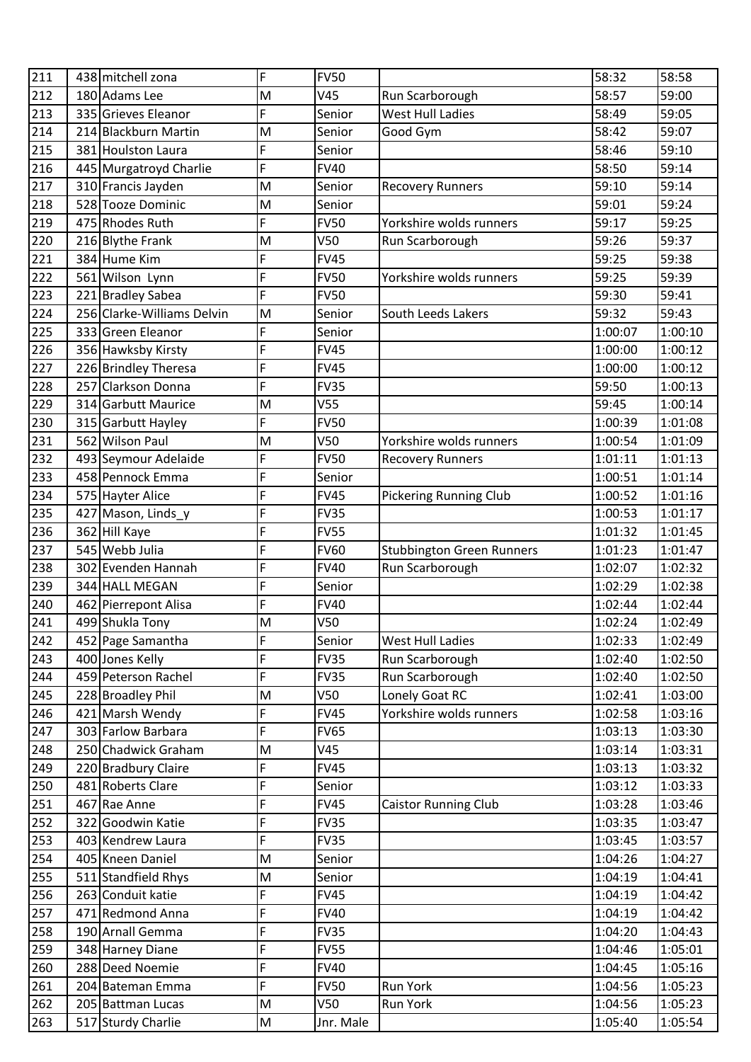| | | | | | | | |
|---|---|---|---|---|---|---|---|
| 211 | 438 | mitchell zona | F | FV50 | | 58:32 | 58:58 |
| 212 | 180 | Adams Lee | M | V45 | Run Scarborough | 58:57 | 59:00 |
| 213 | 335 | Grieves Eleanor | F | Senior | West Hull Ladies | 58:49 | 59:05 |
| 214 | 214 | Blackburn Martin | M | Senior | Good Gym | 58:42 | 59:07 |
| 215 | 381 | Houlston Laura | F | Senior | | 58:46 | 59:10 |
| 216 | 445 | Murgatroyd Charlie | F | FV40 | | 58:50 | 59:14 |
| 217 | 310 | Francis Jayden | M | Senior | Recovery Runners | 59:10 | 59:14 |
| 218 | 528 | Tooze Dominic | M | Senior | | 59:01 | 59:24 |
| 219 | 475 | Rhodes Ruth | F | FV50 | Yorkshire wolds runners | 59:17 | 59:25 |
| 220 | 216 | Blythe Frank | M | V50 | Run Scarborough | 59:26 | 59:37 |
| 221 | 384 | Hume Kim | F | FV45 | | 59:25 | 59:38 |
| 222 | 561 | Wilson Lynn | F | FV50 | Yorkshire wolds runners | 59:25 | 59:39 |
| 223 | 221 | Bradley Sabea | F | FV50 | | 59:30 | 59:41 |
| 224 | 256 | Clarke-Williams Delvin | M | Senior | South Leeds Lakers | 59:32 | 59:43 |
| 225 | 333 | Green Eleanor | F | Senior | | 1:00:07 | 1:00:10 |
| 226 | 356 | Hawksby Kirsty | F | FV45 | | 1:00:00 | 1:00:12 |
| 227 | 226 | Brindley Theresa | F | FV45 | | 1:00:00 | 1:00:12 |
| 228 | 257 | Clarkson Donna | F | FV35 | | 59:50 | 1:00:13 |
| 229 | 314 | Garbutt Maurice | M | V55 | | 59:45 | 1:00:14 |
| 230 | 315 | Garbutt Hayley | F | FV50 | | 1:00:39 | 1:01:08 |
| 231 | 562 | Wilson Paul | M | V50 | Yorkshire wolds runners | 1:00:54 | 1:01:09 |
| 232 | 493 | Seymour Adelaide | F | FV50 | Recovery Runners | 1:01:11 | 1:01:13 |
| 233 | 458 | Pennock Emma | F | Senior | | 1:00:51 | 1:01:14 |
| 234 | 575 | Hayter Alice | F | FV45 | Pickering Running Club | 1:00:52 | 1:01:16 |
| 235 | 427 | Mason, Linds_y | F | FV35 | | 1:00:53 | 1:01:17 |
| 236 | 362 | Hill Kaye | F | FV55 | | 1:01:32 | 1:01:45 |
| 237 | 545 | Webb Julia | F | FV60 | Stubbington Green Runners | 1:01:23 | 1:01:47 |
| 238 | 302 | Evenden Hannah | F | FV40 | Run Scarborough | 1:02:07 | 1:02:32 |
| 239 | 344 | HALL MEGAN | F | Senior | | 1:02:29 | 1:02:38 |
| 240 | 462 | Pierrepont Alisa | F | FV40 | | 1:02:44 | 1:02:44 |
| 241 | 499 | Shukla Tony | M | V50 | | 1:02:24 | 1:02:49 |
| 242 | 452 | Page Samantha | F | Senior | West Hull Ladies | 1:02:33 | 1:02:49 |
| 243 | 400 | Jones Kelly | F | FV35 | Run Scarborough | 1:02:40 | 1:02:50 |
| 244 | 459 | Peterson Rachel | F | FV35 | Run Scarborough | 1:02:40 | 1:02:50 |
| 245 | 228 | Broadley Phil | M | V50 | Lonely Goat RC | 1:02:41 | 1:03:00 |
| 246 | 421 | Marsh Wendy | F | FV45 | Yorkshire wolds runners | 1:02:58 | 1:03:16 |
| 247 | 303 | Farlow Barbara | F | FV65 | | 1:03:13 | 1:03:30 |
| 248 | 250 | Chadwick Graham | M | V45 | | 1:03:14 | 1:03:31 |
| 249 | 220 | Bradbury Claire | F | FV45 | | 1:03:13 | 1:03:32 |
| 250 | 481 | Roberts Clare | F | Senior | | 1:03:12 | 1:03:33 |
| 251 | 467 | Rae Anne | F | FV45 | Caistor Running Club | 1:03:28 | 1:03:46 |
| 252 | 322 | Goodwin Katie | F | FV35 | | 1:03:35 | 1:03:47 |
| 253 | 403 | Kendrew Laura | F | FV35 | | 1:03:45 | 1:03:57 |
| 254 | 405 | Kneen Daniel | M | Senior | | 1:04:26 | 1:04:27 |
| 255 | 511 | Standfield Rhys | M | Senior | | 1:04:19 | 1:04:41 |
| 256 | 263 | Conduit katie | F | FV45 | | 1:04:19 | 1:04:42 |
| 257 | 471 | Redmond Anna | F | FV40 | | 1:04:19 | 1:04:42 |
| 258 | 190 | Arnall Gemma | F | FV35 | | 1:04:20 | 1:04:43 |
| 259 | 348 | Harney Diane | F | FV55 | | 1:04:46 | 1:05:01 |
| 260 | 288 | Deed Noemie | F | FV40 | | 1:04:45 | 1:05:16 |
| 261 | 204 | Bateman Emma | F | FV50 | Run York | 1:04:56 | 1:05:23 |
| 262 | 205 | Battman Lucas | M | V50 | Run York | 1:04:56 | 1:05:23 |
| 263 | 517 | Sturdy Charlie | M | Jnr. Male | | 1:05:40 | 1:05:54 |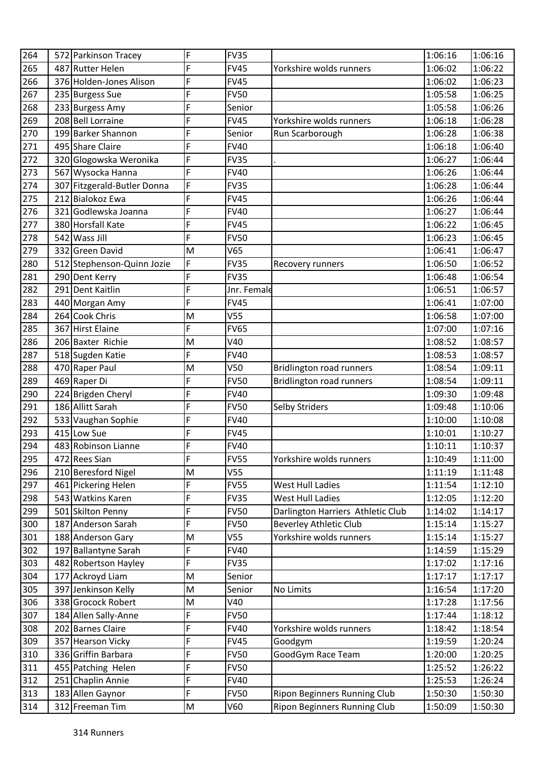| | | | | | | | |
|---|---|---|---|---|---|---|---|
| 264 | 572 | Parkinson Tracey | F | FV35 | | 1:06:16 | 1:06:16 |
| 265 | 487 | Rutter Helen | F | FV45 | Yorkshire wolds runners | 1:06:02 | 1:06:22 |
| 266 | 376 | Holden-Jones Alison | F | FV45 | | 1:06:02 | 1:06:23 |
| 267 | 235 | Burgess Sue | F | FV50 | | 1:05:58 | 1:06:25 |
| 268 | 233 | Burgess Amy | F | Senior | | 1:05:58 | 1:06:26 |
| 269 | 208 | Bell Lorraine | F | FV45 | Yorkshire wolds runners | 1:06:18 | 1:06:28 |
| 270 | 199 | Barker Shannon | F | Senior | Run Scarborough | 1:06:28 | 1:06:38 |
| 271 | 495 | Share Claire | F | FV40 | | 1:06:18 | 1:06:40 |
| 272 | 320 | Glogowska Weronika | F | FV35 | . | 1:06:27 | 1:06:44 |
| 273 | 567 | Wysocka Hanna | F | FV40 | | 1:06:26 | 1:06:44 |
| 274 | 307 | Fitzgerald-Butler Donna | F | FV35 | | 1:06:28 | 1:06:44 |
| 275 | 212 | Bialokoz Ewa | F | FV45 | | 1:06:26 | 1:06:44 |
| 276 | 321 | Godlewska Joanna | F | FV40 | | 1:06:27 | 1:06:44 |
| 277 | 380 | Horsfall Kate | F | FV45 | | 1:06:22 | 1:06:45 |
| 278 | 542 | Wass Jill | F | FV50 | | 1:06:23 | 1:06:45 |
| 279 | 332 | Green David | M | V65 | | 1:06:41 | 1:06:47 |
| 280 | 512 | Stephenson-Quinn Jozie | F | FV35 | Recovery runners | 1:06:50 | 1:06:52 |
| 281 | 290 | Dent Kerry | F | FV35 | | 1:06:48 | 1:06:54 |
| 282 | 291 | Dent Kaitlin | F | Jnr. Female | | 1:06:51 | 1:06:57 |
| 283 | 440 | Morgan Amy | F | FV45 | | 1:06:41 | 1:07:00 |
| 284 | 264 | Cook Chris | M | V55 | | 1:06:58 | 1:07:00 |
| 285 | 367 | Hirst Elaine | F | FV65 | | 1:07:00 | 1:07:16 |
| 286 | 206 | Baxter Richie | M | V40 | | 1:08:52 | 1:08:57 |
| 287 | 518 | Sugden Katie | F | FV40 | | 1:08:53 | 1:08:57 |
| 288 | 470 | Raper Paul | M | V50 | Bridlington road runners | 1:08:54 | 1:09:11 |
| 289 | 469 | Raper Di | F | FV50 | Bridlington road runners | 1:08:54 | 1:09:11 |
| 290 | 224 | Brigden Cheryl | F | FV40 | | 1:09:30 | 1:09:48 |
| 291 | 186 | Allitt Sarah | F | FV50 | Selby Striders | 1:09:48 | 1:10:06 |
| 292 | 533 | Vaughan Sophie | F | FV40 | | 1:10:00 | 1:10:08 |
| 293 | 415 | Low Sue | F | FV45 | | 1:10:01 | 1:10:27 |
| 294 | 483 | Robinson Lianne | F | FV40 | | 1:10:11 | 1:10:37 |
| 295 | 472 | Rees Sian | F | FV55 | Yorkshire wolds runners | 1:10:49 | 1:11:00 |
| 296 | 210 | Beresford Nigel | M | V55 | | 1:11:19 | 1:11:48 |
| 297 | 461 | Pickering Helen | F | FV55 | West Hull Ladies | 1:11:54 | 1:12:10 |
| 298 | 543 | Watkins Karen | F | FV35 | West Hull Ladies | 1:12:05 | 1:12:20 |
| 299 | 501 | Skilton Penny | F | FV50 | Darlington Harriers Athletic Club | 1:14:02 | 1:14:17 |
| 300 | 187 | Anderson Sarah | F | FV50 | Beverley Athletic Club | 1:15:14 | 1:15:27 |
| 301 | 188 | Anderson Gary | M | V55 | Yorkshire wolds runners | 1:15:14 | 1:15:27 |
| 302 | 197 | Ballantyne Sarah | F | FV40 | | 1:14:59 | 1:15:29 |
| 303 | 482 | Robertson Hayley | F | FV35 | | 1:17:02 | 1:17:16 |
| 304 | 177 | Ackroyd Liam | M | Senior | | 1:17:17 | 1:17:17 |
| 305 | 397 | Jenkinson Kelly | M | Senior | No Limits | 1:16:54 | 1:17:20 |
| 306 | 338 | Grocock Robert | M | V40 | | 1:17:28 | 1:17:56 |
| 307 | 184 | Allen Sally-Anne | F | FV50 | | 1:17:44 | 1:18:12 |
| 308 | 202 | Barnes Claire | F | FV40 | Yorkshire wolds runners | 1:18:42 | 1:18:54 |
| 309 | 357 | Hearson Vicky | F | FV45 | Goodgym | 1:19:59 | 1:20:24 |
| 310 | 336 | Griffin Barbara | F | FV50 | GoodGym Race Team | 1:20:00 | 1:20:25 |
| 311 | 455 | Patching Helen | F | FV50 | | 1:25:52 | 1:26:22 |
| 312 | 251 | Chaplin Annie | F | FV40 | | 1:25:53 | 1:26:24 |
| 313 | 183 | Allen Gaynor | F | FV50 | Ripon Beginners Running Club | 1:50:30 | 1:50:30 |
| 314 | 312 | Freeman Tim | M | V60 | Ripon Beginners Running Club | 1:50:09 | 1:50:30 |

314 Runners